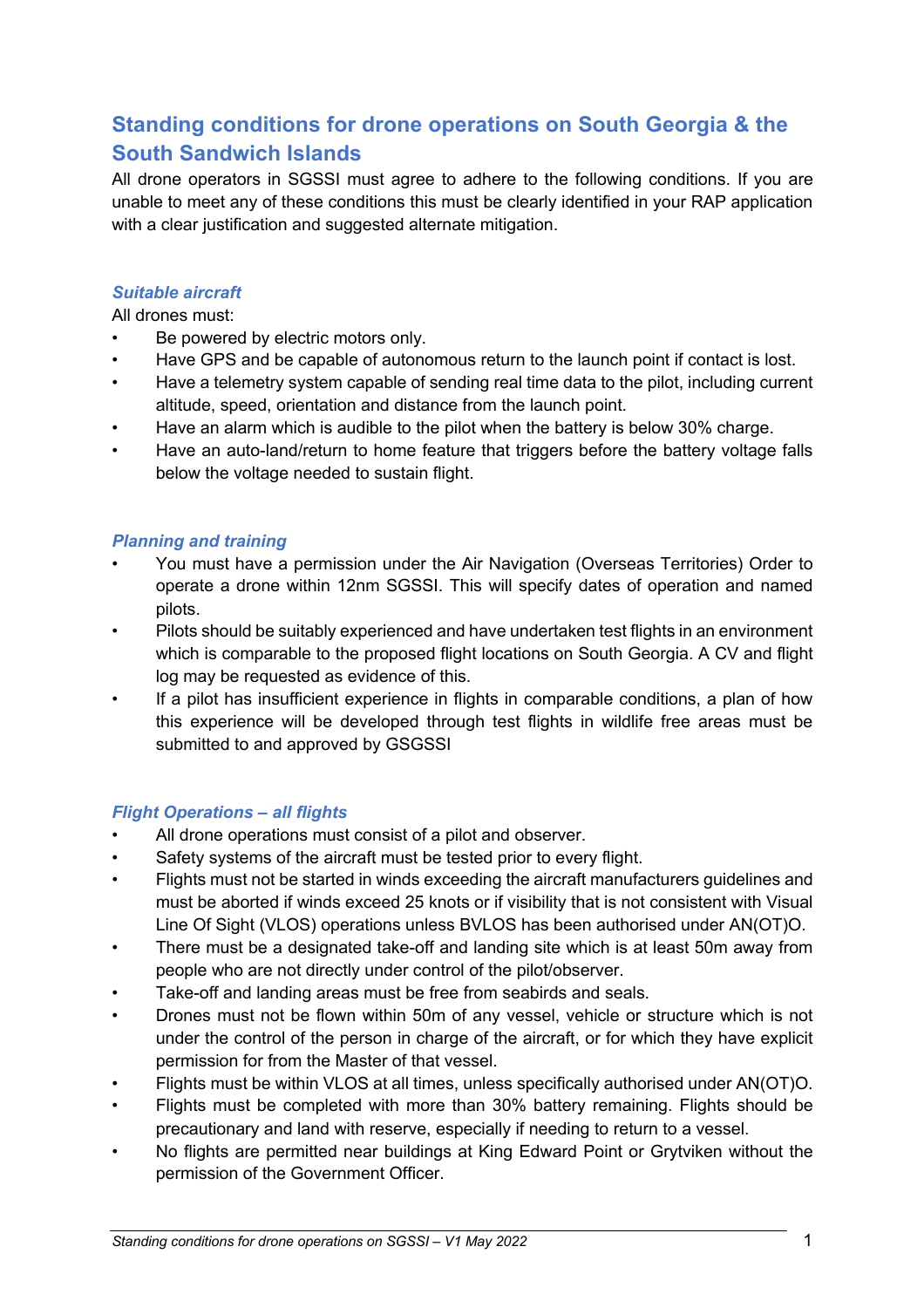# Standing conditions for drone operations on South Georgia & the South Sandwich Islands

All drone operators in SGSSI must agree to adhere to the following conditions. If you are unable to meet any of these conditions this must be clearly identified in your RAP application with a clear justification and suggested alternate mitigation.

### *Suitable aircraft*

All drones must:

- Be powered by electric motors only.
- Have GPS and be capable of autonomous return to the launch point if contact is lost.
- Have a telemetry system capable of sending real time data to the pilot, including current altitude, speed, orientation and distance from the launch point.
- Have an alarm which is audible to the pilot when the battery is below 30% charge.
- Have an auto-land/return to home feature that triggers before the battery voltage falls below the voltage needed to sustain flight.

### *Planning and training*

- You must have a permission under the Air Navigation (Overseas Territories) Order to operate a drone within 12nm SGSSI. This will specify dates of operation and named pilots.
- Pilots should be suitably experienced and have undertaken test flights in an environment which is comparable to the proposed flight locations on South Georgia. A CV and flight log may be requested as evidence of this.
- If a pilot has insufficient experience in flights in comparable conditions, a plan of how this experience will be developed through test flights in wildlife free areas must be submitted to and approved by GSGSSI

### *Flight Operations – all flights*

- All drone operations must consist of a pilot and observer.
- Safety systems of the aircraft must be tested prior to every flight.
- Flights must not be started in winds exceeding the aircraft manufacturers guidelines and must be aborted if winds exceed 25 knots or if visibility that is not consistent with Visual Line Of Sight (VLOS) operations unless BVLOS has been authorised under AN(OT)O.
- There must be a designated take-off and landing site which is at least 50m away from people who are not directly under control of the pilot/observer.
- Take-off and landing areas must be free from seabirds and seals.
- Drones must not be flown within 50m of any vessel, vehicle or structure which is not under the control of the person in charge of the aircraft, or for which they have explicit permission for from the Master of that vessel.
- Flights must be within VLOS at all times, unless specifically authorised under AN(OT)O.
- Flights must be completed with more than 30% battery remaining. Flights should be precautionary and land with reserve, especially if needing to return to a vessel.
- No flights are permitted near buildings at King Edward Point or Grytviken without the permission of the Government Officer.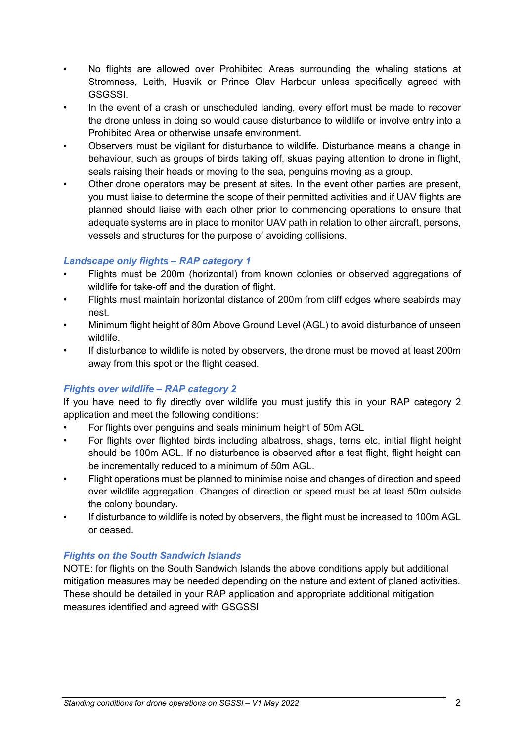- No flights are allowed over Prohibited Areas surrounding the whaling stations at Stromness, Leith, Husvik or Prince Olav Harbour unless specifically agreed with GSGSSI.
- In the event of a crash or unscheduled landing, every effort must be made to recover the drone unless in doing so would cause disturbance to wildlife or involve entry into a Prohibited Area or otherwise unsafe environment.
- Observers must be vigilant for disturbance to wildlife. Disturbance means a change in behaviour, such as groups of birds taking off, skuas paying attention to drone in flight, seals raising their heads or moving to the sea, penguins moving as a group.
- Other drone operators may be present at sites. In the event other parties are present, you must liaise to determine the scope of their permitted activities and if UAV flights are planned should liaise with each other prior to commencing operations to ensure that adequate systems are in place to monitor UAV path in relation to other aircraft, persons, vessels and structures for the purpose of avoiding collisions.

### *Landscape only flights – RAP category 1*

- Flights must be 200m (horizontal) from known colonies or observed aggregations of wildlife for take-off and the duration of flight.
- Flights must maintain horizontal distance of 200m from cliff edges where seabirds may nest.
- Minimum flight height of 80m Above Ground Level (AGL) to avoid disturbance of unseen wildlife.
- If disturbance to wildlife is noted by observers, the drone must be moved at least 200m away from this spot or the flight ceased.

### *Flights over wildlife – RAP category 2*

If you have need to fly directly over wildlife you must justify this in your RAP category 2 application and meet the following conditions:

- For flights over penguins and seals minimum height of 50m AGL
- For flights over flighted birds including albatross, shags, terns etc, initial flight height should be 100m AGL. If no disturbance is observed after a test flight, flight height can be incrementally reduced to a minimum of 50m AGL.
- Flight operations must be planned to minimise noise and changes of direction and speed over wildlife aggregation. Changes of direction or speed must be at least 50m outside the colony boundary.
- If disturbance to wildlife is noted by observers, the flight must be increased to 100m AGL or ceased.

### *Flights on the South Sandwich Islands*

NOTE: for flights on the South Sandwich Islands the above conditions apply but additional mitigation measures may be needed depending on the nature and extent of planed activities. These should be detailed in your RAP application and appropriate additional mitigation measures identified and agreed with GSGSSI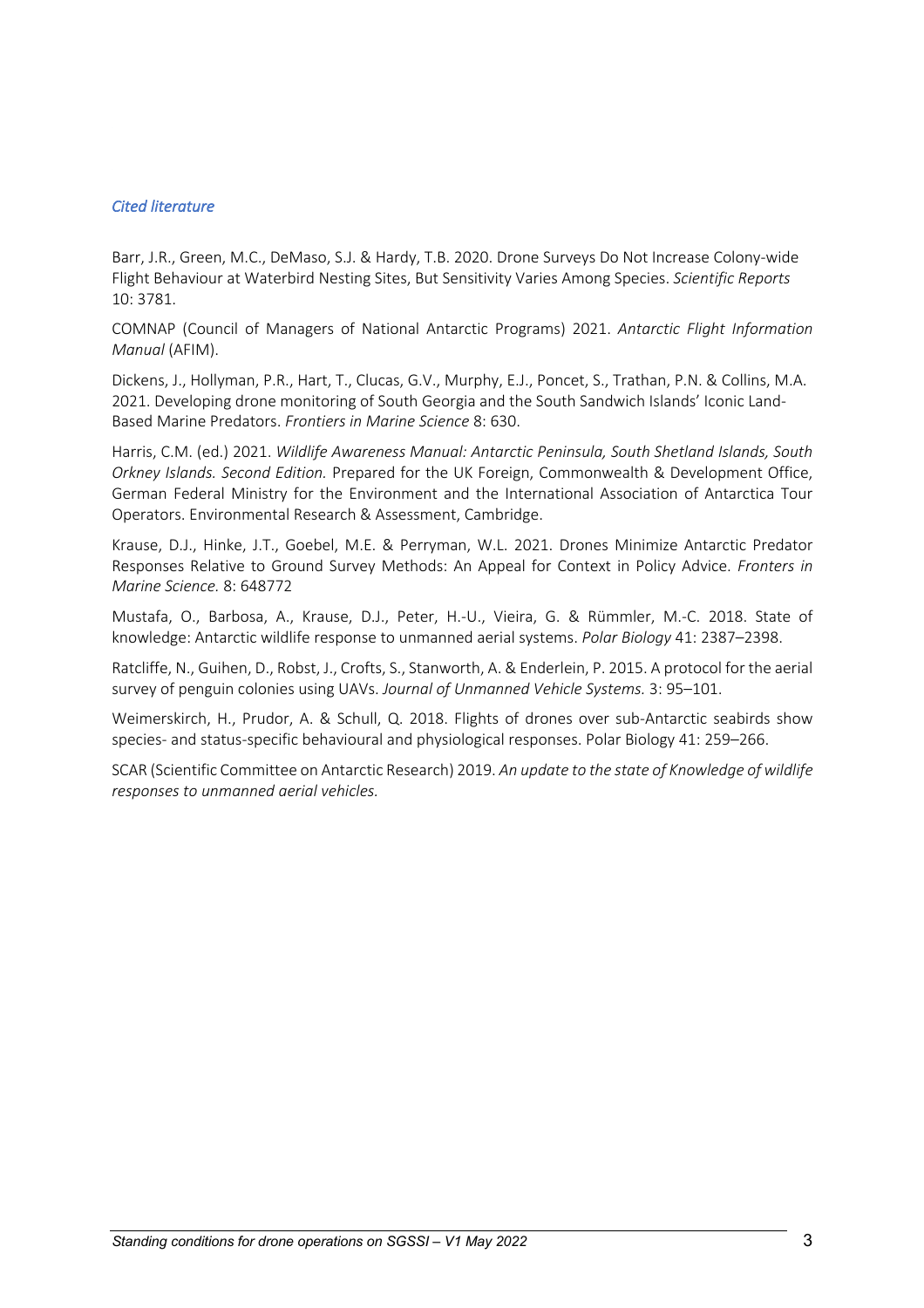*Cited literature*

Barr, J.R., Green, M.C., DeMaso, S.J. & Hardy, T.B. 2020. Drone Surveys Do Not Increase Colony-wide Flight Behaviour at Waterbird Nesting Sites, But Sensitivity Varies Among Species. *Scientific Reports* 10: 3781.

COMNAP (Council of Managers of National Antarctic Programs) 2021. *Antarctic Flight Information Manual* (AFIM).

Dickens, J., Hollyman, P.R., Hart, T., Clucas, G.V., Murphy, E.J., Poncet, S., Trathan, P.N. & Collins, M.A. 2021. Developing drone monitoring of South Georgia and the South Sandwich Islands' Iconic Land-Based Marine Predators. *Frontiers in Marine Science* 8: 630.

Harris, C.M. (ed.) 2021. *Wildlife Awareness Manual: Antarctic Peninsula, South Shetland Islands, South Orkney Islands. Second Edition.* Prepared for the UK Foreign, Commonwealth & Development Office, German Federal Ministry for the Environment and the International Association of Antarctica Tour Operators. Environmental Research & Assessment, Cambridge.

Krause, D.J., Hinke, J.T., Goebel, M.E. & Perryman, W.L. 2021. Drones Minimize Antarctic Predator Responses Relative to Ground Survey Methods: An Appeal for Context in Policy Advice. *Fronters in Marine Science.* 8: 648772

Mustafa, O., Barbosa, A., Krause, D.J., Peter, H.-U., Vieira, G. & Rümmler, M.-C. 2018. State of knowledge: Antarctic wildlife response to unmanned aerial systems. *Polar Biology* 41: 2387–2398.

Ratcliffe, N., Guihen, D., Robst, J., Crofts, S., Stanworth, A. & Enderlein, P. 2015. A protocol for the aerial survey of penguin colonies using UAVs. *Journal of Unmanned Vehicle Systems.* 3: 95–101.

Weimerskirch, H., Prudor, A. & Schull, Q. 2018. Flights of drones over sub-Antarctic seabirds show species- and status-specific behavioural and physiological responses. Polar Biology 41: 259–266.

SCAR (Scientific Committee on Antarctic Research) 2019. *An update to the state of Knowledge of wildlife responses to unmanned aerial vehicles.*